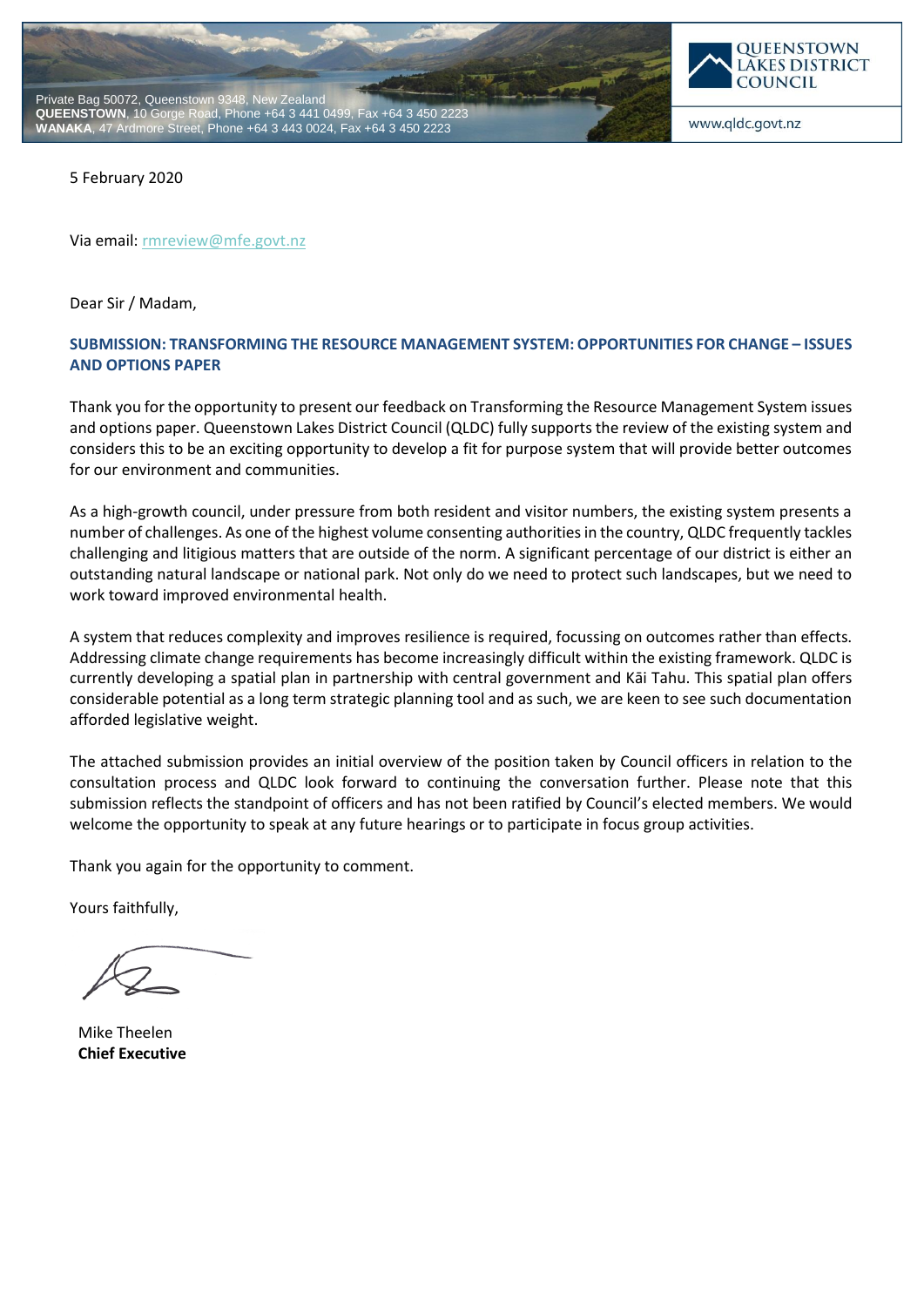Private Bag 50072, Queenstown 9348, New Zealand
**QUEENSTOWN**, 10 Gorge Road, Phone +64 3 441 0499, Fax +64 3 450 2223
**WANAKA**, 47 Ardmore Street, Phone +64 3 443 0024, Fax +64 3 450 2223

QUEENSTOWN LAKES DISTRICT COUNCIL

www.qldc.govt.nz

5 February 2020

Via email: rmreview@mfe.govt.nz

Dear Sir / Madam,

## SUBMISSION: TRANSFORMING THE RESOURCE MANAGEMENT SYSTEM: OPPORTUNITIES FOR CHANGE – ISSUES AND OPTIONS PAPER

Thank you for the opportunity to present our feedback on Transforming the Resource Management System issues and options paper. Queenstown Lakes District Council (QLDC) fully supports the review of the existing system and considers this to be an exciting opportunity to develop a fit for purpose system that will provide better outcomes for our environment and communities.

As a high-growth council, under pressure from both resident and visitor numbers, the existing system presents a number of challenges. As one of the highest volume consenting authorities in the country, QLDC frequently tackles challenging and litigious matters that are outside of the norm. A significant percentage of our district is either an outstanding natural landscape or national park. Not only do we need to protect such landscapes, but we need to work toward improved environmental health.

A system that reduces complexity and improves resilience is required, focussing on outcomes rather than effects. Addressing climate change requirements has become increasingly difficult within the existing framework. QLDC is currently developing a spatial plan in partnership with central government and Kāi Tahu. This spatial plan offers considerable potential as a long term strategic planning tool and as such, we are keen to see such documentation afforded legislative weight.

The attached submission provides an initial overview of the position taken by Council officers in relation to the consultation process and QLDC look forward to continuing the conversation further. Please note that this submission reflects the standpoint of officers and has not been ratified by Council's elected members. We would welcome the opportunity to speak at any future hearings or to participate in focus group activities.

Thank you again for the opportunity to comment.

Yours faithfully,

Mike Theelen
**Chief Executive**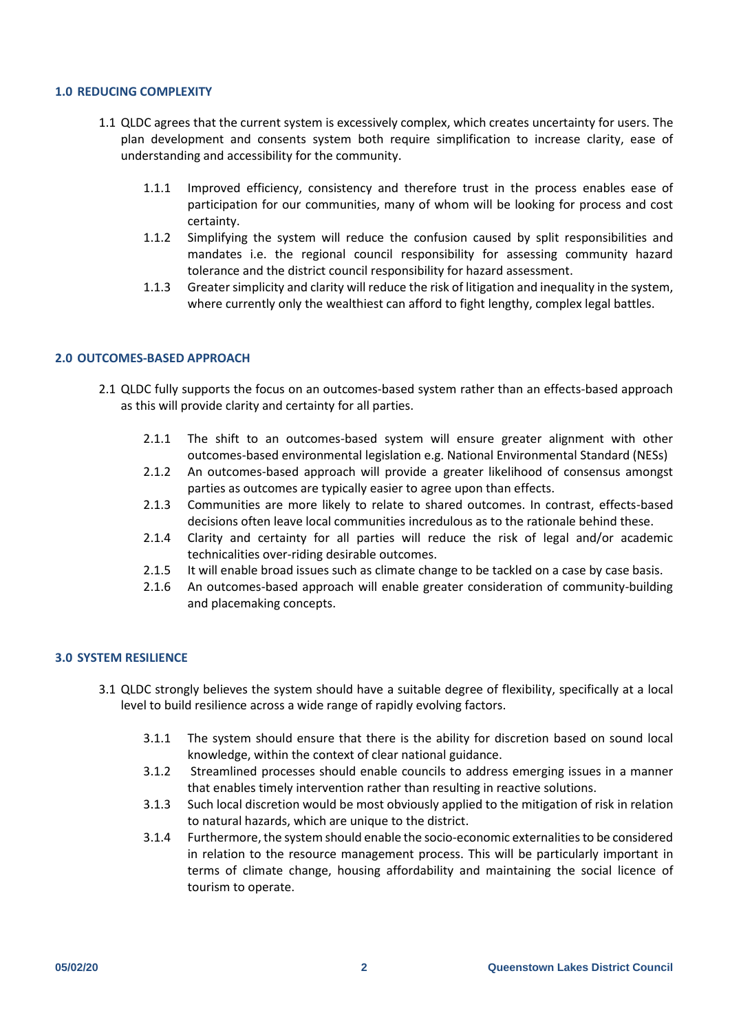## 1.0 REDUCING COMPLEXITY

1.1 QLDC agrees that the current system is excessively complex, which creates uncertainty for users. The plan development and consents system both require simplification to increase clarity, ease of understanding and accessibility for the community.

- 1.1.1 Improved efficiency, consistency and therefore trust in the process enables ease of participation for our communities, many of whom will be looking for process and cost certainty.
- 1.1.2 Simplifying the system will reduce the confusion caused by split responsibilities and mandates i.e. the regional council responsibility for assessing community hazard tolerance and the district council responsibility for hazard assessment.
- 1.1.3 Greater simplicity and clarity will reduce the risk of litigation and inequality in the system, where currently only the wealthiest can afford to fight lengthy, complex legal battles.

## 2.0 OUTCOMES-BASED APPROACH

2.1 QLDC fully supports the focus on an outcomes-based system rather than an effects-based approach as this will provide clarity and certainty for all parties.

- 2.1.1 The shift to an outcomes-based system will ensure greater alignment with other outcomes-based environmental legislation e.g. National Environmental Standard (NESs)
- 2.1.2 An outcomes-based approach will provide a greater likelihood of consensus amongst parties as outcomes are typically easier to agree upon than effects.
- 2.1.3 Communities are more likely to relate to shared outcomes. In contrast, effects-based decisions often leave local communities incredulous as to the rationale behind these.
- 2.1.4 Clarity and certainty for all parties will reduce the risk of legal and/or academic technicalities over-riding desirable outcomes.
- 2.1.5 It will enable broad issues such as climate change to be tackled on a case by case basis.
- 2.1.6 An outcomes-based approach will enable greater consideration of community-building and placemaking concepts.

## 3.0 SYSTEM RESILIENCE

3.1 QLDC strongly believes the system should have a suitable degree of flexibility, specifically at a local level to build resilience across a wide range of rapidly evolving factors.

- 3.1.1 The system should ensure that there is the ability for discretion based on sound local knowledge, within the context of clear national guidance.
- 3.1.2 Streamlined processes should enable councils to address emerging issues in a manner that enables timely intervention rather than resulting in reactive solutions.
- 3.1.3 Such local discretion would be most obviously applied to the mitigation of risk in relation to natural hazards, which are unique to the district.
- 3.1.4 Furthermore, the system should enable the socio-economic externalities to be considered in relation to the resource management process. This will be particularly important in terms of climate change, housing affordability and maintaining the social licence of tourism to operate.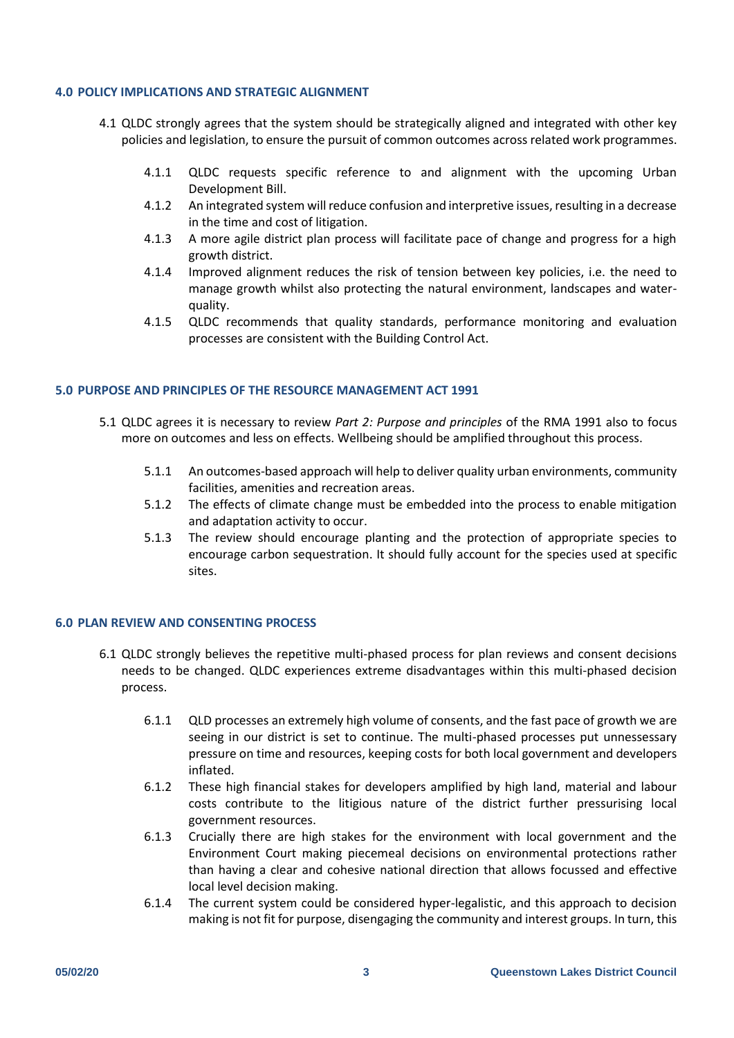## 4.0 POLICY IMPLICATIONS AND STRATEGIC ALIGNMENT

4.1 QLDC strongly agrees that the system should be strategically aligned and integrated with other key policies and legislation, to ensure the pursuit of common outcomes across related work programmes.

- 4.1.1 QLDC requests specific reference to and alignment with the upcoming Urban Development Bill.
- 4.1.2 An integrated system will reduce confusion and interpretive issues, resulting in a decrease in the time and cost of litigation.
- 4.1.3 A more agile district plan process will facilitate pace of change and progress for a high growth district.
- 4.1.4 Improved alignment reduces the risk of tension between key policies, i.e. the need to manage growth whilst also protecting the natural environment, landscapes and water-quality.
- 4.1.5 QLDC recommends that quality standards, performance monitoring and evaluation processes are consistent with the Building Control Act.

## 5.0 PURPOSE AND PRINCIPLES OF THE RESOURCE MANAGEMENT ACT 1991

5.1 QLDC agrees it is necessary to review *Part 2: Purpose and principles* of the RMA 1991 also to focus more on outcomes and less on effects. Wellbeing should be amplified throughout this process.

- 5.1.1 An outcomes-based approach will help to deliver quality urban environments, community facilities, amenities and recreation areas.
- 5.1.2 The effects of climate change must be embedded into the process to enable mitigation and adaptation activity to occur.
- 5.1.3 The review should encourage planting and the protection of appropriate species to encourage carbon sequestration. It should fully account for the species used at specific sites.

## 6.0 PLAN REVIEW AND CONSENTING PROCESS

6.1 QLDC strongly believes the repetitive multi-phased process for plan reviews and consent decisions needs to be changed. QLDC experiences extreme disadvantages within this multi-phased decision process.

- 6.1.1 QLD processes an extremely high volume of consents, and the fast pace of growth we are seeing in our district is set to continue. The multi-phased processes put unnessessary pressure on time and resources, keeping costs for both local government and developers inflated.
- 6.1.2 These high financial stakes for developers amplified by high land, material and labour costs contribute to the litigious nature of the district further pressurising local government resources.
- 6.1.3 Crucially there are high stakes for the environment with local government and the Environment Court making piecemeal decisions on environmental protections rather than having a clear and cohesive national direction that allows focussed and effective local level decision making.
- 6.1.4 The current system could be considered hyper-legalistic, and this approach to decision making is not fit for purpose, disengaging the community and interest groups. In turn, this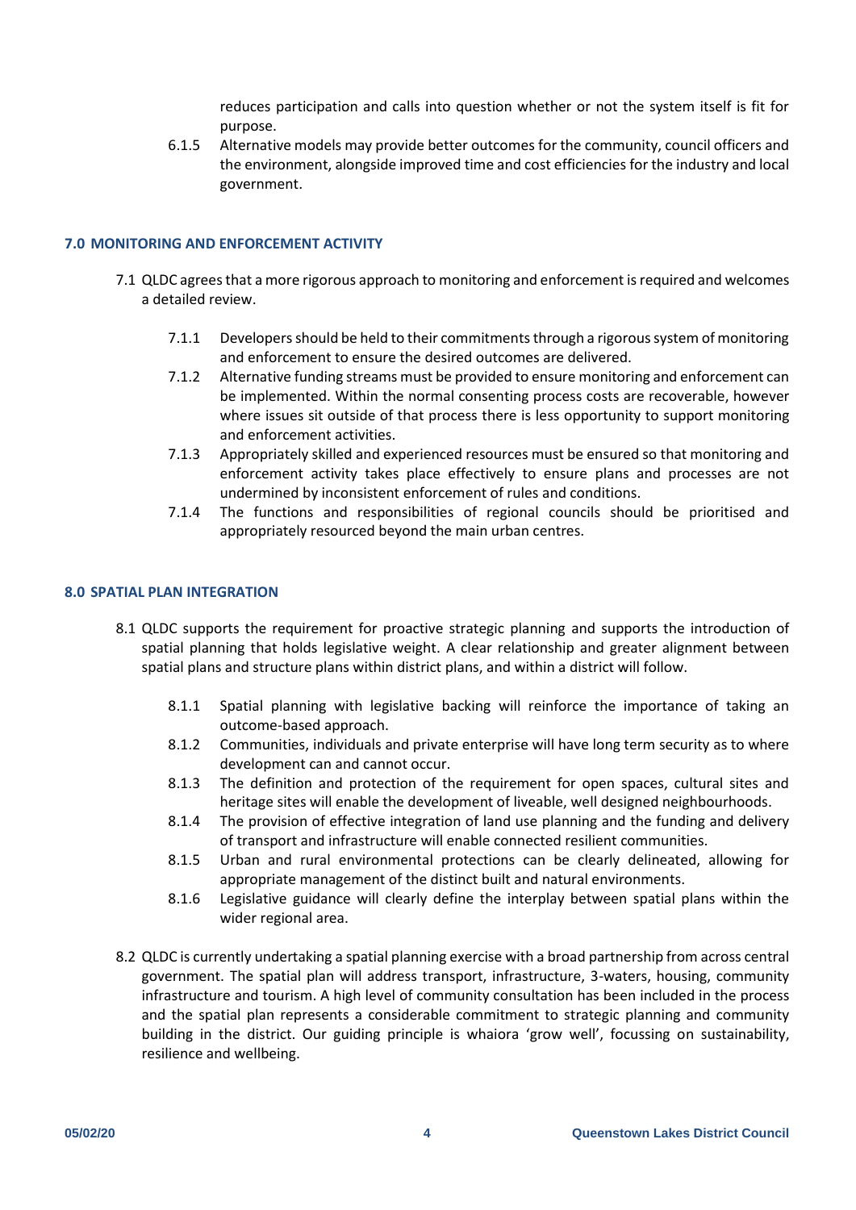reduces participation and calls into question whether or not the system itself is fit for purpose.

6.1.5 Alternative models may provide better outcomes for the community, council officers and the environment, alongside improved time and cost efficiencies for the industry and local government.

## 7.0 MONITORING AND ENFORCEMENT ACTIVITY

7.1 QLDC agrees that a more rigorous approach to monitoring and enforcement is required and welcomes a detailed review.

7.1.1 Developers should be held to their commitments through a rigorous system of monitoring and enforcement to ensure the desired outcomes are delivered.

7.1.2 Alternative funding streams must be provided to ensure monitoring and enforcement can be implemented. Within the normal consenting process costs are recoverable, however where issues sit outside of that process there is less opportunity to support monitoring and enforcement activities.

7.1.3 Appropriately skilled and experienced resources must be ensured so that monitoring and enforcement activity takes place effectively to ensure plans and processes are not undermined by inconsistent enforcement of rules and conditions.

7.1.4 The functions and responsibilities of regional councils should be prioritised and appropriately resourced beyond the main urban centres.

## 8.0 SPATIAL PLAN INTEGRATION

8.1 QLDC supports the requirement for proactive strategic planning and supports the introduction of spatial planning that holds legislative weight. A clear relationship and greater alignment between spatial plans and structure plans within district plans, and within a district will follow.

8.1.1 Spatial planning with legislative backing will reinforce the importance of taking an outcome-based approach.

8.1.2 Communities, individuals and private enterprise will have long term security as to where development can and cannot occur.

8.1.3 The definition and protection of the requirement for open spaces, cultural sites and heritage sites will enable the development of liveable, well designed neighbourhoods.

8.1.4 The provision of effective integration of land use planning and the funding and delivery of transport and infrastructure will enable connected resilient communities.

8.1.5 Urban and rural environmental protections can be clearly delineated, allowing for appropriate management of the distinct built and natural environments.

8.1.6 Legislative guidance will clearly define the interplay between spatial plans within the wider regional area.

8.2 QLDC is currently undertaking a spatial planning exercise with a broad partnership from across central government. The spatial plan will address transport, infrastructure, 3-waters, housing, community infrastructure and tourism. A high level of community consultation has been included in the process and the spatial plan represents a considerable commitment to strategic planning and community building in the district. Our guiding principle is whaiora 'grow well', focussing on sustainability, resilience and wellbeing.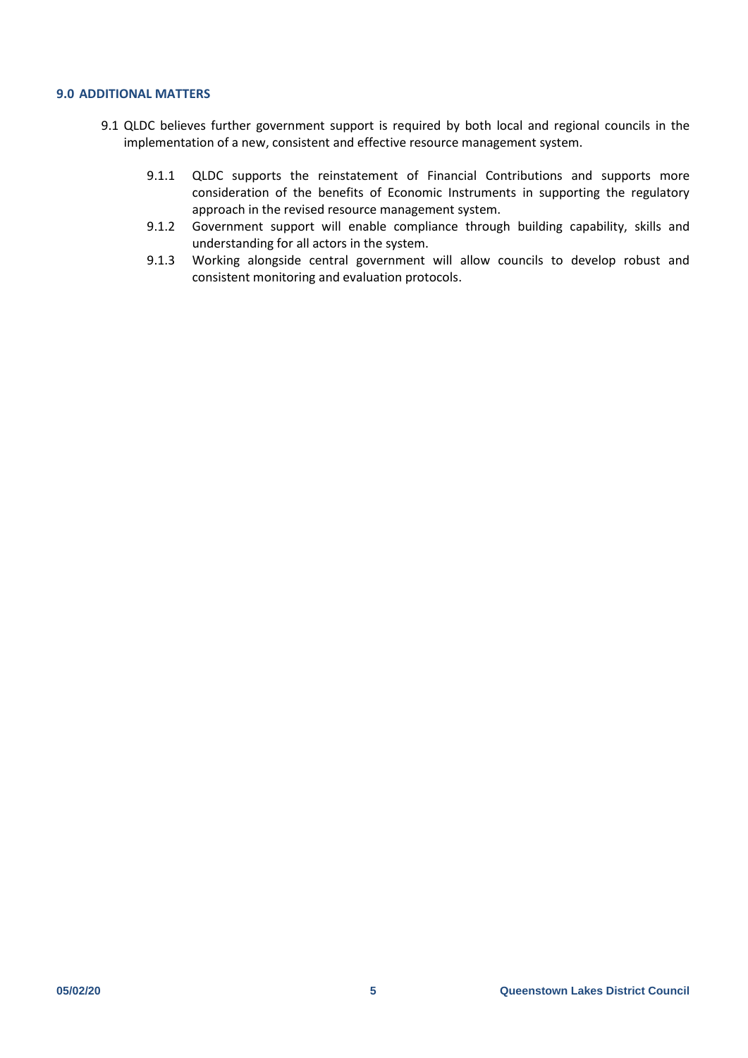### 9.0 ADDITIONAL MATTERS

9.1 QLDC believes further government support is required by both local and regional councils in the implementation of a new, consistent and effective resource management system.

- 9.1.1 QLDC supports the reinstatement of Financial Contributions and supports more consideration of the benefits of Economic Instruments in supporting the regulatory approach in the revised resource management system.
- 9.1.2 Government support will enable compliance through building capability, skills and understanding for all actors in the system.
- 9.1.3 Working alongside central government will allow councils to develop robust and consistent monitoring and evaluation protocols.